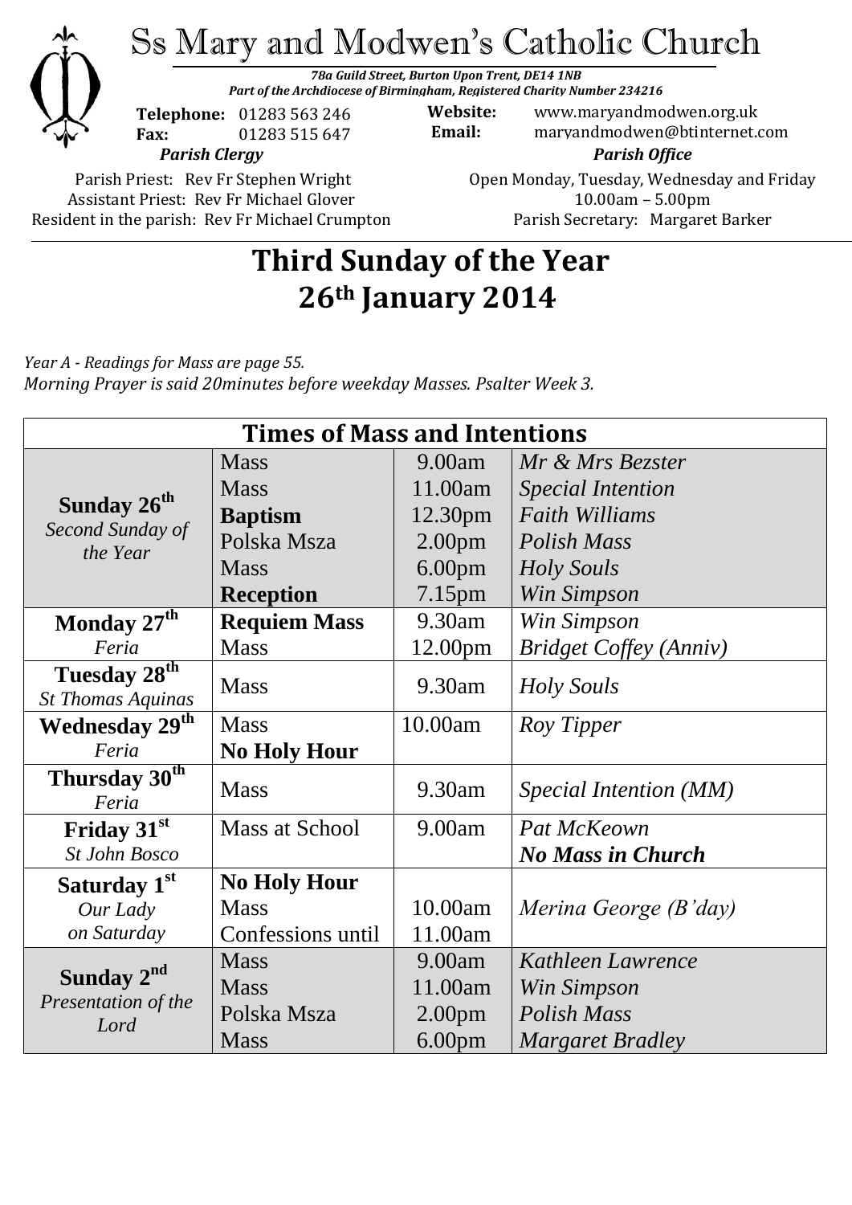# Ss Mary and Modwen's Catholic Church

***78a Guild Street, Burton Upon Trent, DE14 1NB***
***Part of the Archdiocese of Birmingham, Registered Charity Number 234216***

**Telephone:** 01283 563 246
**Fax:** 01283 515 647

**Website:** www.maryandmodwen.org.uk
**Email:** maryandmodwen@btinternet.com

***Parish Clergy***

Parish Priest: Rev Fr Stephen Wright
Assistant Priest: Rev Fr Michael Glover
Resident in the parish: Rev Fr Michael Crumpton

***Parish Office***

Open Monday, Tuesday, Wednesday and Friday
10.00am – 5.00pm
Parish Secretary: Margaret Barker

# Third Sunday of the Year
# 26th January 2014

*Year A - Readings for Mass are page 55.*
*Morning Prayer is said 20minutes before weekday Masses. Psalter Week 3.*

| Times of Mass and Intentions | | | |
|---|---|---|---|
| **Sunday 26th** *Second Sunday of the Year* | Mass | 9.00am | *Mr & Mrs Bezster* |
| | Mass | 11.00am | *Special Intention* |
| | **Baptism** | 12.30pm | *Faith Williams* |
| | Polska Msza | 2.00pm | *Polish Mass* |
| | Mass | 6.00pm | *Holy Souls* |
| | **Reception** | 7.15pm | *Win Simpson* |
| **Monday 27th** *Feria* | **Requiem Mass** | 9.30am | *Win Simpson* |
| | Mass | 12.00pm | *Bridget Coffey (Anniv)* |
| **Tuesday 28th** *St Thomas Aquinas* | Mass | 9.30am | *Holy Souls* |
| **Wednesday 29th** *Feria* | Mass | 10.00am | *Roy Tipper* |
| | **No Holy Hour** | | |
| **Thursday 30th** *Feria* | Mass | 9.30am | *Special Intention (MM)* |
| **Friday 31st** *St John Bosco* | Mass at School | 9.00am | *Pat McKeown* |
| | | | ***No Mass in Church*** |
| **Saturday 1st** *Our Lady on Saturday* | **No Holy Hour** | | |
| | Mass | 10.00am | *Merina George (B'day)* |
| | Confessions until | 11.00am | |
| **Sunday 2nd** *Presentation of the Lord* | Mass | 9.00am | *Kathleen Lawrence* |
| | Mass | 11.00am | *Win Simpson* |
| | Polska Msza | 2.00pm | *Polish Mass* |
| | Mass | 6.00pm | *Margaret Bradley* |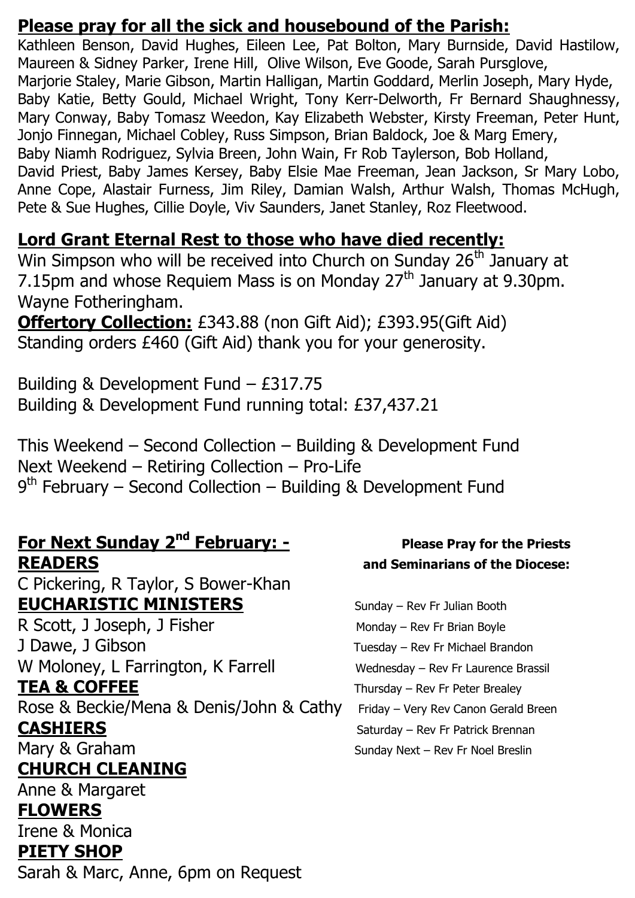## Please pray for all the sick and housebound of the Parish:

Kathleen Benson, David Hughes, Eileen Lee, Pat Bolton, Mary Burnside, David Hastilow, Maureen & Sidney Parker, Irene Hill, Olive Wilson, Eve Goode, Sarah Pursglove, Marjorie Staley, Marie Gibson, Martin Halligan, Martin Goddard, Merlin Joseph, Mary Hyde, Baby Katie, Betty Gould, Michael Wright, Tony Kerr-Delworth, Fr Bernard Shaughnessy, Mary Conway, Baby Tomasz Weedon, Kay Elizabeth Webster, Kirsty Freeman, Peter Hunt, Jonjo Finnegan, Michael Cobley, Russ Simpson, Brian Baldock, Joe & Marg Emery, Baby Niamh Rodriguez, Sylvia Breen, John Wain, Fr Rob Taylerson, Bob Holland, David Priest, Baby James Kersey, Baby Elsie Mae Freeman, Jean Jackson, Sr Mary Lobo, Anne Cope, Alastair Furness, Jim Riley, Damian Walsh, Arthur Walsh, Thomas McHugh, Pete & Sue Hughes, Cillie Doyle, Viv Saunders, Janet Stanley, Roz Fleetwood.

## Lord Grant Eternal Rest to those who have died recently:

Win Simpson who will be received into Church on Sunday 26th January at 7.15pm and whose Requiem Mass is on Monday 27th January at 9.30pm.
Wayne Fotheringham.

**Offertory Collection:** £343.88 (non Gift Aid); £393.95(Gift Aid)
Standing orders £460 (Gift Aid) thank you for your generosity.

Building & Development Fund – £317.75
Building & Development Fund running total: £37,437.21

This Weekend – Second Collection – Building & Development Fund
Next Weekend – Retiring Collection – Pro-Life
9th February – Second Collection – Building & Development Fund

## For Next Sunday 2nd February: -

**READERS**
C Pickering, R Taylor, S Bower-Khan

**EUCHARISTIC MINISTERS**
R Scott, J Joseph, J Fisher
J Dawe, J Gibson
W Moloney, L Farrington, K Farrell

**TEA & COFFEE**
Rose & Beckie/Mena & Denis/John & Cathy

**CASHIERS**
Mary & Graham

**CHURCH CLEANING**
Anne & Margaret

**FLOWERS**
Irene & Monica

**PIETY SHOP**
Sarah & Marc, Anne, 6pm on Request

**Please Pray for the Priests and Seminarians of the Diocese:**

Sunday – Rev Fr Julian Booth
Monday – Rev Fr Brian Boyle
Tuesday – Rev Fr Michael Brandon
Wednesday – Rev Fr Laurence Brassil
Thursday – Rev Fr Peter Brealey
Friday – Very Rev Canon Gerald Breen
Saturday – Rev Fr Patrick Brennan
Sunday Next – Rev Fr Noel Breslin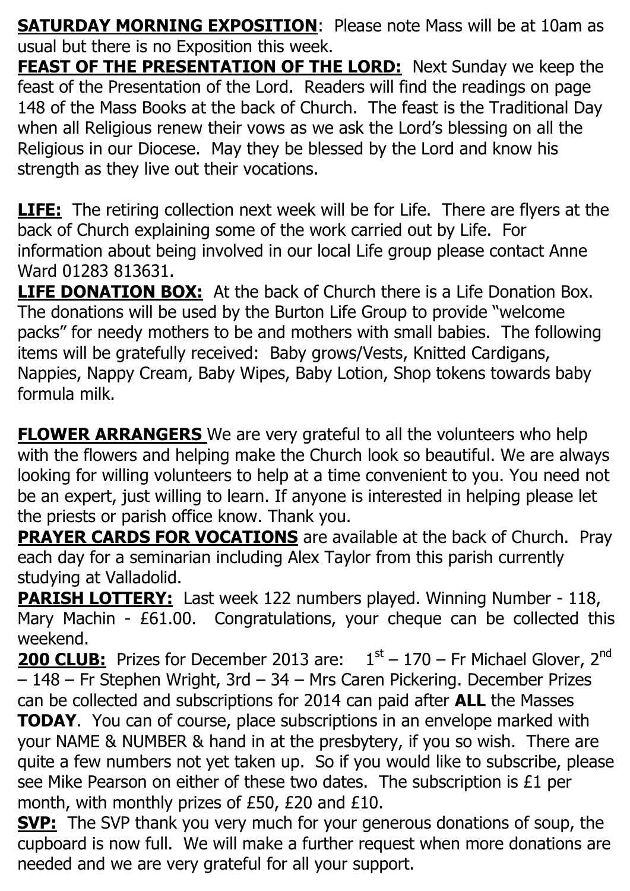**SATURDAY MORNING EXPOSITION**: Please note Mass will be at 10am as usual but there is no Exposition this week.

**FEAST OF THE PRESENTATION OF THE LORD:** Next Sunday we keep the feast of the Presentation of the Lord. Readers will find the readings on page 148 of the Mass Books at the back of Church. The feast is the Traditional Day when all Religious renew their vows as we ask the Lord's blessing on all the Religious in our Diocese. May they be blessed by the Lord and know his strength as they live out their vocations.

**LIFE:** The retiring collection next week will be for Life. There are flyers at the back of Church explaining some of the work carried out by Life. For information about being involved in our local Life group please contact Anne Ward 01283 813631.

**LIFE DONATION BOX:** At the back of Church there is a Life Donation Box. The donations will be used by the Burton Life Group to provide "welcome packs" for needy mothers to be and mothers with small babies. The following items will be gratefully received: Baby grows/Vests, Knitted Cardigans, Nappies, Nappy Cream, Baby Wipes, Baby Lotion, Shop tokens towards baby formula milk.

**FLOWER ARRANGERS** We are very grateful to all the volunteers who help with the flowers and helping make the Church look so beautiful. We are always looking for willing volunteers to help at a time convenient to you. You need not be an expert, just willing to learn. If anyone is interested in helping please let the priests or parish office know. Thank you.

**PRAYER CARDS FOR VOCATIONS** are available at the back of Church. Pray each day for a seminarian including Alex Taylor from this parish currently studying at Valladolid.

**PARISH LOTTERY:** Last week 122 numbers played. Winning Number - 118, Mary Machin - £61.00. Congratulations, your cheque can be collected this weekend.

**200 CLUB:** Prizes for December 2013 are: 1st – 170 – Fr Michael Glover, 2nd – 148 – Fr Stephen Wright, 3rd – 34 – Mrs Caren Pickering. December Prizes can be collected and subscriptions for 2014 can paid after **ALL** the Masses **TODAY**. You can of course, place subscriptions in an envelope marked with your NAME & NUMBER & hand in at the presbytery, if you so wish. There are quite a few numbers not yet taken up. So if you would like to subscribe, please see Mike Pearson on either of these two dates. The subscription is £1 per month, with monthly prizes of £50, £20 and £10.

**SVP:** The SVP thank you very much for your generous donations of soup, the cupboard is now full. We will make a further request when more donations are needed and we are very grateful for all your support.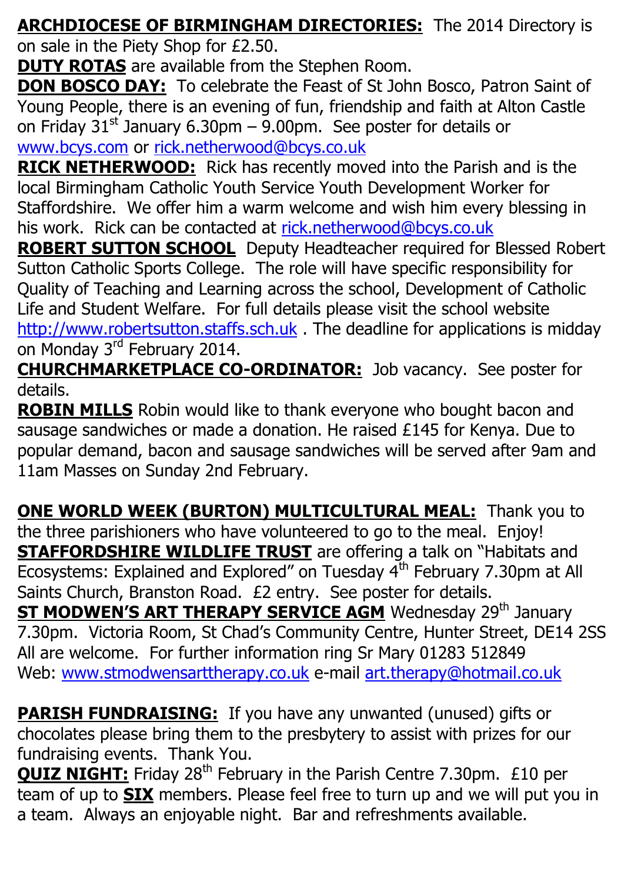**ARCHDIOCESE OF BIRMINGHAM DIRECTORIES:** The 2014 Directory is on sale in the Piety Shop for £2.50.

**DUTY ROTAS** are available from the Stephen Room.

**DON BOSCO DAY:** To celebrate the Feast of St John Bosco, Patron Saint of Young People, there is an evening of fun, friendship and faith at Alton Castle on Friday 31st January 6.30pm – 9.00pm. See poster for details or www.bcys.com or rick.netherwood@bcys.co.uk

**RICK NETHERWOOD:** Rick has recently moved into the Parish and is the local Birmingham Catholic Youth Service Youth Development Worker for Staffordshire. We offer him a warm welcome and wish him every blessing in his work. Rick can be contacted at rick.netherwood@bcys.co.uk

**ROBERT SUTTON SCHOOL** Deputy Headteacher required for Blessed Robert Sutton Catholic Sports College. The role will have specific responsibility for Quality of Teaching and Learning across the school, Development of Catholic Life and Student Welfare. For full details please visit the school website http://www.robertsutton.staffs.sch.uk . The deadline for applications is midday on Monday 3rd February 2014.

**CHURCHMARKETPLACE CO-ORDINATOR:** Job vacancy. See poster for details.

**ROBIN MILLS** Robin would like to thank everyone who bought bacon and sausage sandwiches or made a donation. He raised £145 for Kenya. Due to popular demand, bacon and sausage sandwiches will be served after 9am and 11am Masses on Sunday 2nd February.

**ONE WORLD WEEK (BURTON) MULTICULTURAL MEAL:** Thank you to the three parishioners who have volunteered to go to the meal. Enjoy!

**STAFFORDSHIRE WILDLIFE TRUST** are offering a talk on "Habitats and Ecosystems: Explained and Explored" on Tuesday 4th February 7.30pm at All Saints Church, Branston Road. £2 entry. See poster for details.

**ST MODWEN'S ART THERAPY SERVICE AGM** Wednesday 29th January 7.30pm. Victoria Room, St Chad's Community Centre, Hunter Street, DE14 2SS All are welcome. For further information ring Sr Mary 01283 512849
Web: www.stmodwensarttherapy.co.uk e-mail art.therapy@hotmail.co.uk

**PARISH FUNDRAISING:** If you have any unwanted (unused) gifts or chocolates please bring them to the presbytery to assist with prizes for our fundraising events. Thank You.

**QUIZ NIGHT:** Friday 28th February in the Parish Centre 7.30pm. £10 per team of up to **SIX** members. Please feel free to turn up and we will put you in a team. Always an enjoyable night. Bar and refreshments available.